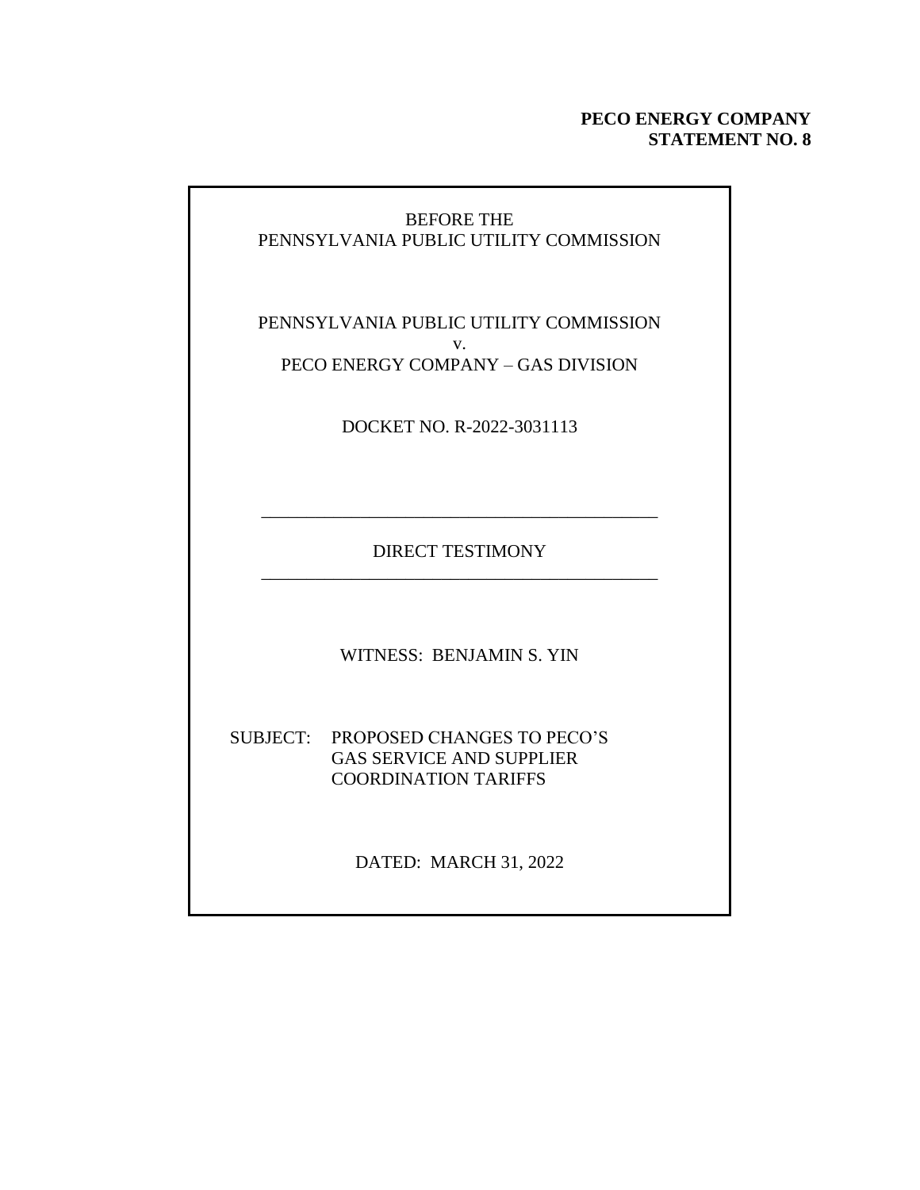**PECO ENERGY COMPANY**
**STATEMENT NO. 8**

BEFORE THE
PENNSYLVANIA PUBLIC UTILITY COMMISSION

PENNSYLVANIA PUBLIC UTILITY COMMISSION
v.
PECO ENERGY COMPANY – GAS DIVISION

DOCKET NO. R-2022-3031113

---

DIRECT TESTIMONY

---

WITNESS: BENJAMIN S. YIN

SUBJECT: PROPOSED CHANGES TO PECO'S GAS SERVICE AND SUPPLIER COORDINATION TARIFFS

DATED: MARCH 31, 2022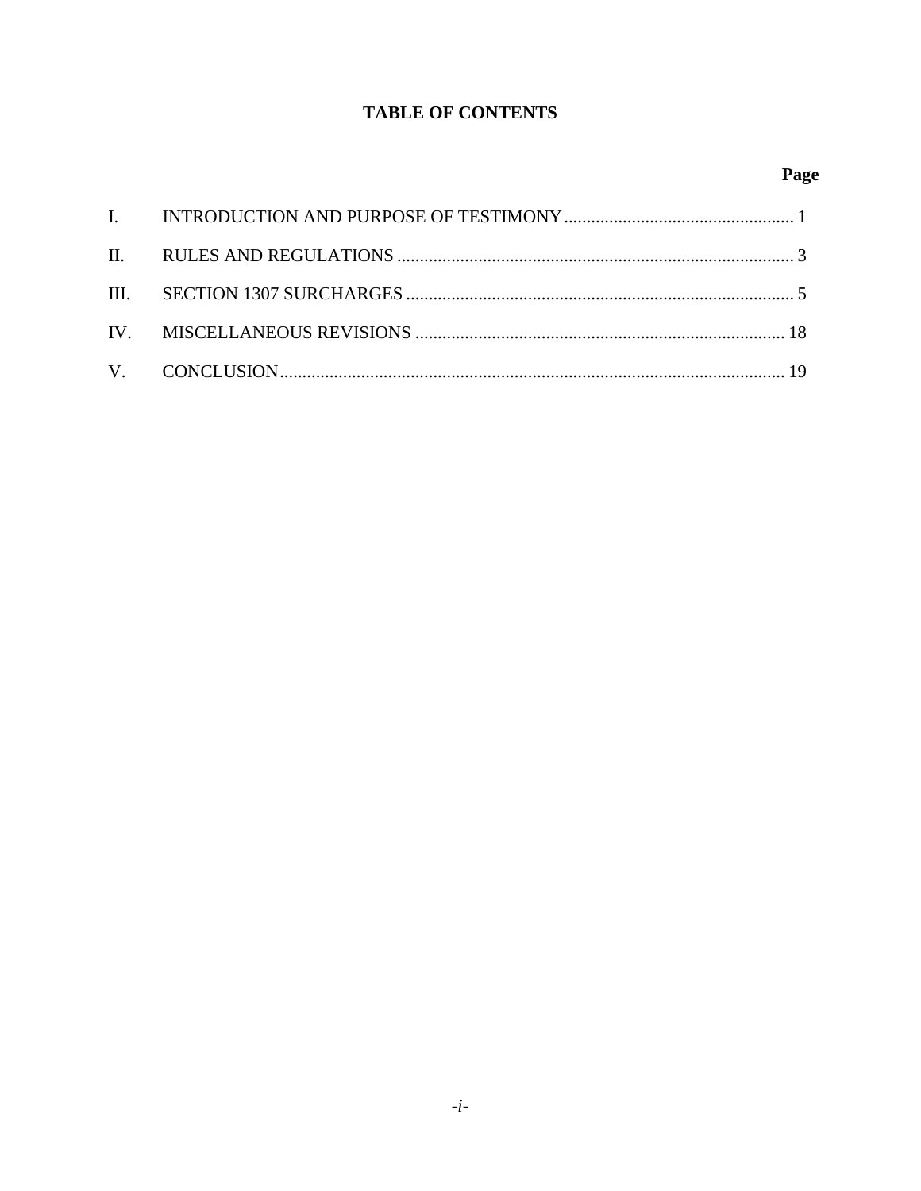# TABLE OF CONTENTS

| | | Page |
|---|---|---|
| I. | INTRODUCTION AND PURPOSE OF TESTIMONY | 1 |
| II. | RULES AND REGULATIONS | 3 |
| III. | SECTION 1307 SURCHARGES | 5 |
| IV. | MISCELLANEOUS REVISIONS | 18 |
| V. | CONCLUSION | 19 |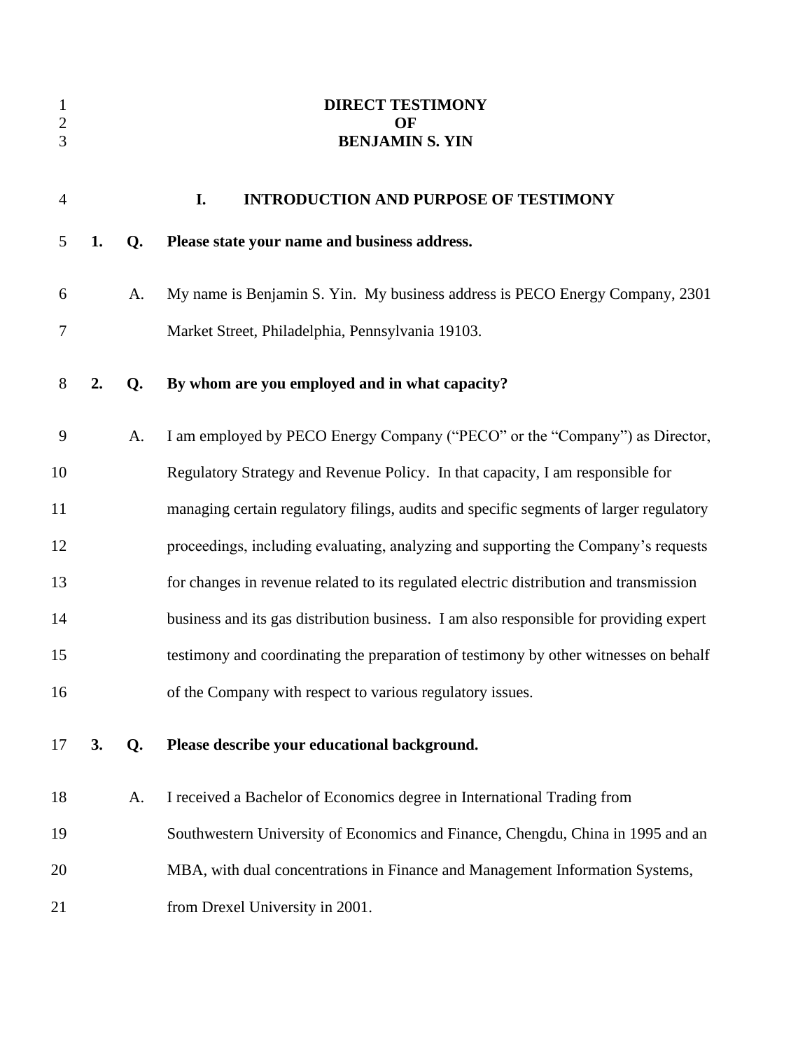# DIRECT TESTIMONY
# OF
# BENJAMIN S. YIN

## I. INTRODUCTION AND PURPOSE OF TESTIMONY

**1. Q. Please state your name and business address.**

A. My name is Benjamin S. Yin. My business address is PECO Energy Company, 2301 Market Street, Philadelphia, Pennsylvania 19103.

**2. Q. By whom are you employed and in what capacity?**

A. I am employed by PECO Energy Company ("PECO" or the "Company") as Director, Regulatory Strategy and Revenue Policy. In that capacity, I am responsible for managing certain regulatory filings, audits and specific segments of larger regulatory proceedings, including evaluating, analyzing and supporting the Company's requests for changes in revenue related to its regulated electric distribution and transmission business and its gas distribution business. I am also responsible for providing expert testimony and coordinating the preparation of testimony by other witnesses on behalf of the Company with respect to various regulatory issues.

**3. Q. Please describe your educational background.**

A. I received a Bachelor of Economics degree in International Trading from Southwestern University of Economics and Finance, Chengdu, China in 1995 and an MBA, with dual concentrations in Finance and Management Information Systems, from Drexel University in 2001.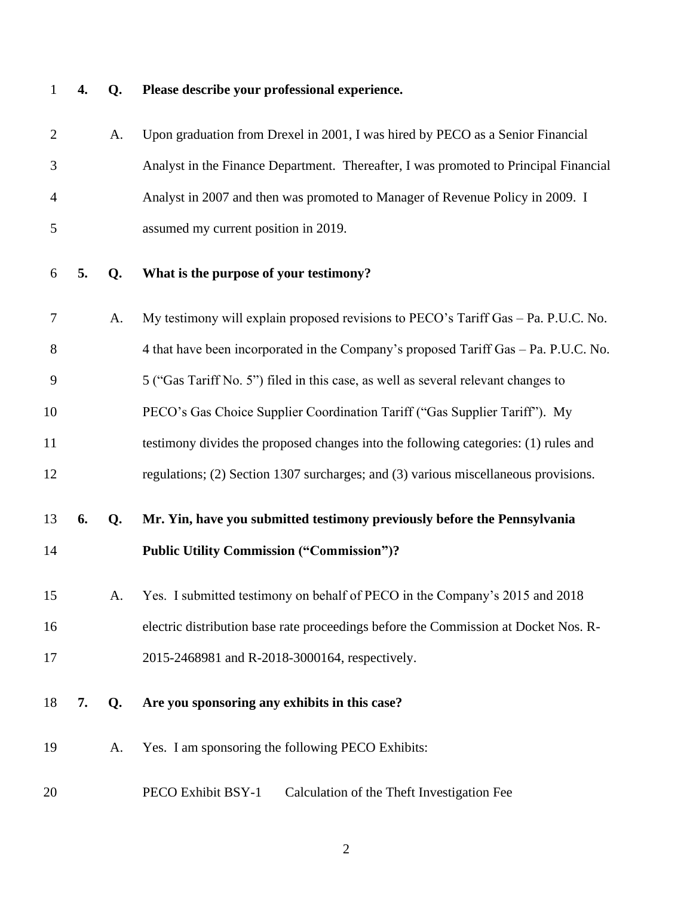**4. Q. Please describe your professional experience.**

A. Upon graduation from Drexel in 2001, I was hired by PECO as a Senior Financial Analyst in the Finance Department. Thereafter, I was promoted to Principal Financial Analyst in 2007 and then was promoted to Manager of Revenue Policy in 2009. I assumed my current position in 2019.

**5. Q. What is the purpose of your testimony?**

A. My testimony will explain proposed revisions to PECO's Tariff Gas – Pa. P.U.C. No. 4 that have been incorporated in the Company's proposed Tariff Gas – Pa. P.U.C. No. 5 ("Gas Tariff No. 5") filed in this case, as well as several relevant changes to PECO's Gas Choice Supplier Coordination Tariff ("Gas Supplier Tariff"). My testimony divides the proposed changes into the following categories: (1) rules and regulations; (2) Section 1307 surcharges; and (3) various miscellaneous provisions.

**6. Q. Mr. Yin, have you submitted testimony previously before the Pennsylvania Public Utility Commission ("Commission")?**

A. Yes. I submitted testimony on behalf of PECO in the Company's 2015 and 2018 electric distribution base rate proceedings before the Commission at Docket Nos. R-2015-2468981 and R-2018-3000164, respectively.

**7. Q. Are you sponsoring any exhibits in this case?**

A. Yes. I am sponsoring the following PECO Exhibits:

PECO Exhibit BSY-1 Calculation of the Theft Investigation Fee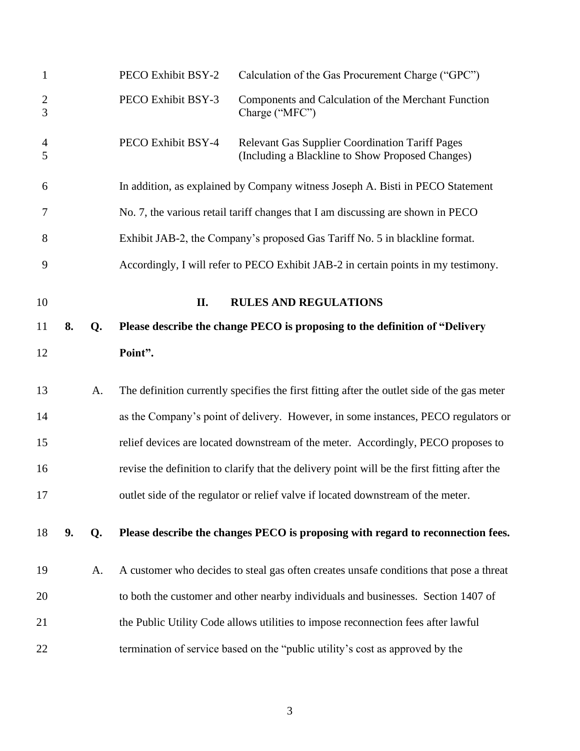| | |
|---|---|
| PECO Exhibit BSY-2 | Calculation of the Gas Procurement Charge ("GPC") |
| PECO Exhibit BSY-3 | Components and Calculation of the Merchant Function Charge ("MFC") |
| PECO Exhibit BSY-4 | Relevant Gas Supplier Coordination Tariff Pages (Including a Blackline to Show Proposed Changes) |

In addition, as explained by Company witness Joseph A. Bisti in PECO Statement No. 7, the various retail tariff changes that I am discussing are shown in PECO Exhibit JAB-2, the Company's proposed Gas Tariff No. 5 in blackline format. Accordingly, I will refer to PECO Exhibit JAB-2 in certain points in my testimony.

## II. RULES AND REGULATIONS

**8. Q. Please describe the change PECO is proposing to the definition of "Delivery Point".**

A. The definition currently specifies the first fitting after the outlet side of the gas meter as the Company's point of delivery. However, in some instances, PECO regulators or relief devices are located downstream of the meter. Accordingly, PECO proposes to revise the definition to clarify that the delivery point will be the first fitting after the outlet side of the regulator or relief valve if located downstream of the meter.

**9. Q. Please describe the changes PECO is proposing with regard to reconnection fees.**

A. A customer who decides to steal gas often creates unsafe conditions that pose a threat to both the customer and other nearby individuals and businesses. Section 1407 of the Public Utility Code allows utilities to impose reconnection fees after lawful termination of service based on the "public utility's cost as approved by the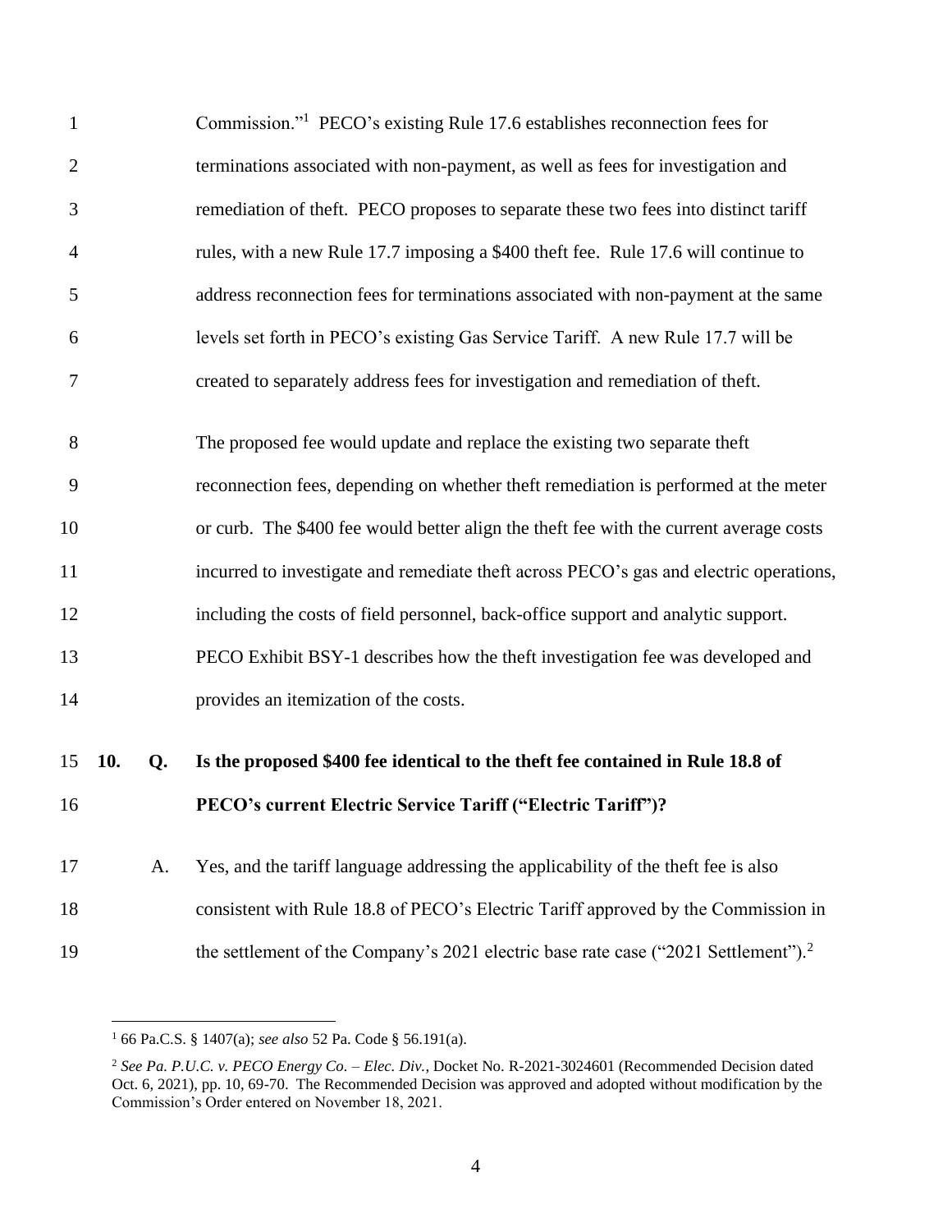Commission."[1] PECO's existing Rule 17.6 establishes reconnection fees for terminations associated with non-payment, as well as fees for investigation and remediation of theft. PECO proposes to separate these two fees into distinct tariff rules, with a new Rule 17.7 imposing a $400 theft fee. Rule 17.6 will continue to address reconnection fees for terminations associated with non-payment at the same levels set forth in PECO's existing Gas Service Tariff. A new Rule 17.7 will be created to separately address fees for investigation and remediation of theft.

The proposed fee would update and replace the existing two separate theft reconnection fees, depending on whether theft remediation is performed at the meter or curb. The $400 fee would better align the theft fee with the current average costs incurred to investigate and remediate theft across PECO's gas and electric operations, including the costs of field personnel, back-office support and analytic support. PECO Exhibit BSY-1 describes how the theft investigation fee was developed and provides an itemization of the costs.

**10. Q. Is the proposed $400 fee identical to the theft fee contained in Rule 18.8 of PECO's current Electric Service Tariff ("Electric Tariff")?**

A. Yes, and the tariff language addressing the applicability of the theft fee is also consistent with Rule 18.8 of PECO's Electric Tariff approved by the Commission in the settlement of the Company's 2021 electric base rate case ("2021 Settlement").[2]

---

[1] 66 Pa.C.S. § 1407(a); *see also* 52 Pa. Code § 56.191(a).

[2] *See Pa. P.U.C. v. PECO Energy Co. – Elec. Div.*, Docket No. R-2021-3024601 (Recommended Decision dated Oct. 6, 2021), pp. 10, 69-70. The Recommended Decision was approved and adopted without modification by the Commission's Order entered on November 18, 2021.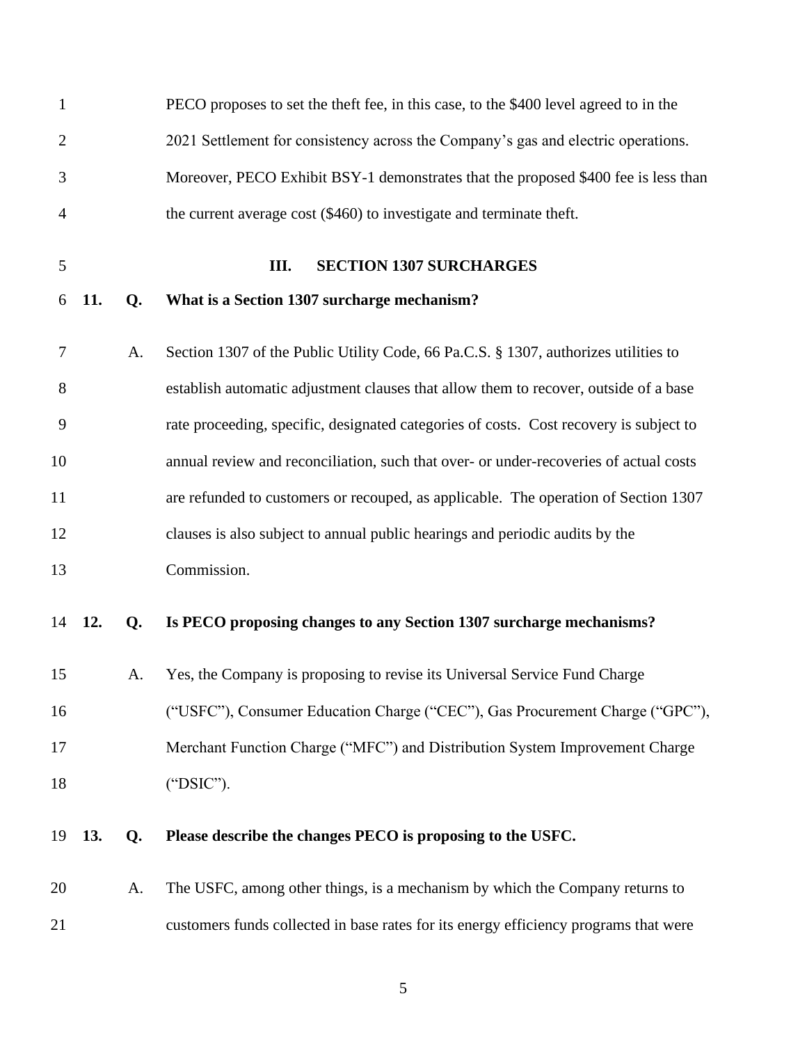PECO proposes to set the theft fee, in this case, to the $400 level agreed to in the 2021 Settlement for consistency across the Company's gas and electric operations. Moreover, PECO Exhibit BSY-1 demonstrates that the proposed $400 fee is less than the current average cost ($460) to investigate and terminate theft.

## III. SECTION 1307 SURCHARGES

**11. Q. What is a Section 1307 surcharge mechanism?**

A. Section 1307 of the Public Utility Code, 66 Pa.C.S. § 1307, authorizes utilities to establish automatic adjustment clauses that allow them to recover, outside of a base rate proceeding, specific, designated categories of costs. Cost recovery is subject to annual review and reconciliation, such that over- or under-recoveries of actual costs are refunded to customers or recouped, as applicable. The operation of Section 1307 clauses is also subject to annual public hearings and periodic audits by the Commission.

**12. Q. Is PECO proposing changes to any Section 1307 surcharge mechanisms?**

A. Yes, the Company is proposing to revise its Universal Service Fund Charge ("USFC"), Consumer Education Charge ("CEC"), Gas Procurement Charge ("GPC"), Merchant Function Charge ("MFC") and Distribution System Improvement Charge ("DSIC").

**13. Q. Please describe the changes PECO is proposing to the USFC.**

A. The USFC, among other things, is a mechanism by which the Company returns to customers funds collected in base rates for its energy efficiency programs that were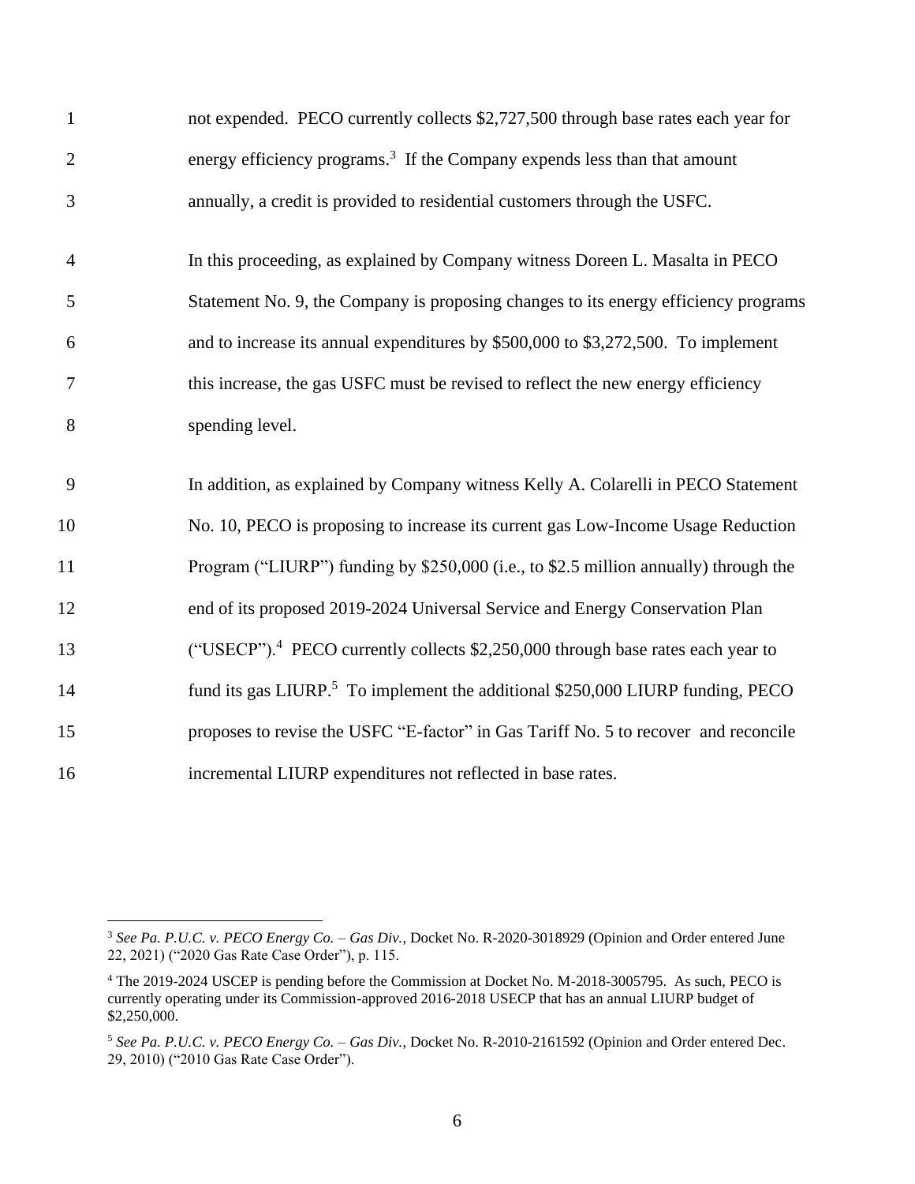not expended. PECO currently collects $2,727,500 through base rates each year for energy efficiency programs.[3] If the Company expends less than that amount annually, a credit is provided to residential customers through the USFC.

In this proceeding, as explained by Company witness Doreen L. Masalta in PECO Statement No. 9, the Company is proposing changes to its energy efficiency programs and to increase its annual expenditures by $500,000 to $3,272,500. To implement this increase, the gas USFC must be revised to reflect the new energy efficiency spending level.

In addition, as explained by Company witness Kelly A. Colarelli in PECO Statement No. 10, PECO is proposing to increase its current gas Low-Income Usage Reduction Program ("LIURP") funding by $250,000 (i.e., to $2.5 million annually) through the end of its proposed 2019-2024 Universal Service and Energy Conservation Plan ("USECP").[4] PECO currently collects $2,250,000 through base rates each year to fund its gas LIURP.[5] To implement the additional $250,000 LIURP funding, PECO proposes to revise the USFC "E-factor" in Gas Tariff No. 5 to recover and reconcile incremental LIURP expenditures not reflected in base rates.

---

[3] *See Pa. P.U.C. v. PECO Energy Co. – Gas Div.*, Docket No. R-2020-3018929 (Opinion and Order entered June 22, 2021) ("2020 Gas Rate Case Order"), p. 115.

[4] The 2019-2024 USCEP is pending before the Commission at Docket No. M-2018-3005795. As such, PECO is currently operating under its Commission-approved 2016-2018 USECP that has an annual LIURP budget of $2,250,000.

[5] *See Pa. P.U.C. v. PECO Energy Co. – Gas Div.*, Docket No. R-2010-2161592 (Opinion and Order entered Dec. 29, 2010) ("2010 Gas Rate Case Order").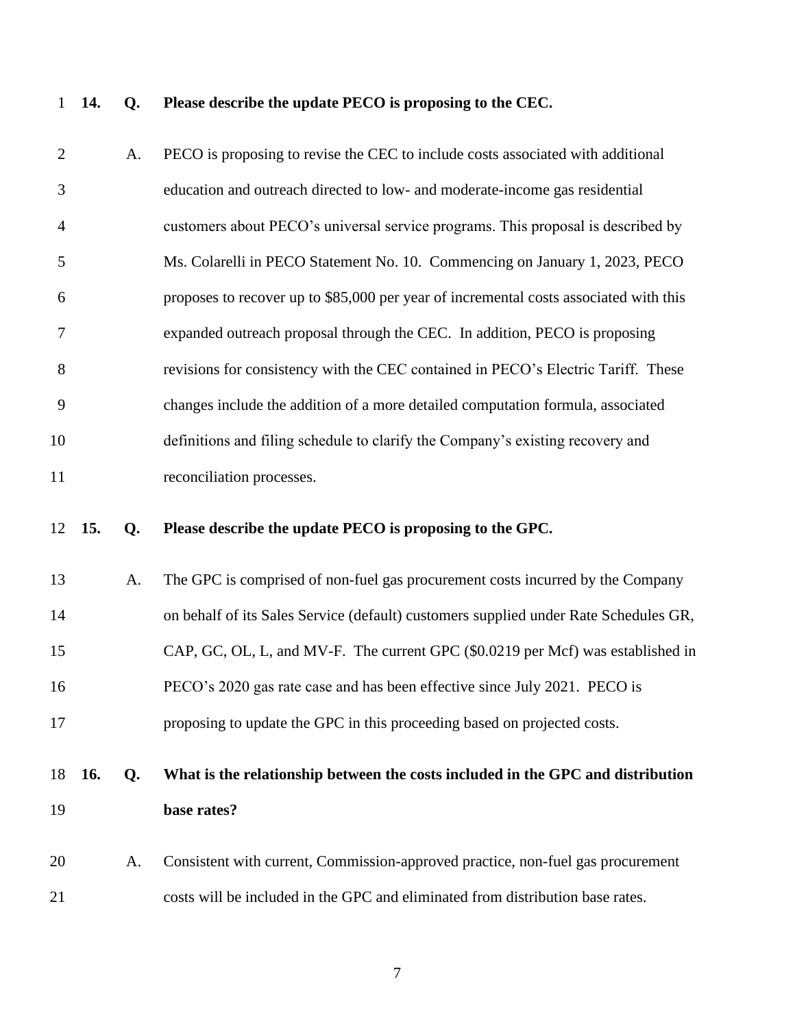**14. Q. Please describe the update PECO is proposing to the CEC.**

A. PECO is proposing to revise the CEC to include costs associated with additional education and outreach directed to low- and moderate-income gas residential customers about PECO's universal service programs. This proposal is described by Ms. Colarelli in PECO Statement No. 10. Commencing on January 1, 2023, PECO proposes to recover up to $85,000 per year of incremental costs associated with this expanded outreach proposal through the CEC. In addition, PECO is proposing revisions for consistency with the CEC contained in PECO's Electric Tariff. These changes include the addition of a more detailed computation formula, associated definitions and filing schedule to clarify the Company's existing recovery and reconciliation processes.

**15. Q. Please describe the update PECO is proposing to the GPC.**

A. The GPC is comprised of non-fuel gas procurement costs incurred by the Company on behalf of its Sales Service (default) customers supplied under Rate Schedules GR, CAP, GC, OL, L, and MV-F. The current GPC ($0.0219 per Mcf) was established in PECO's 2020 gas rate case and has been effective since July 2021. PECO is proposing to update the GPC in this proceeding based on projected costs.

**16. Q. What is the relationship between the costs included in the GPC and distribution base rates?**

A. Consistent with current, Commission-approved practice, non-fuel gas procurement costs will be included in the GPC and eliminated from distribution base rates.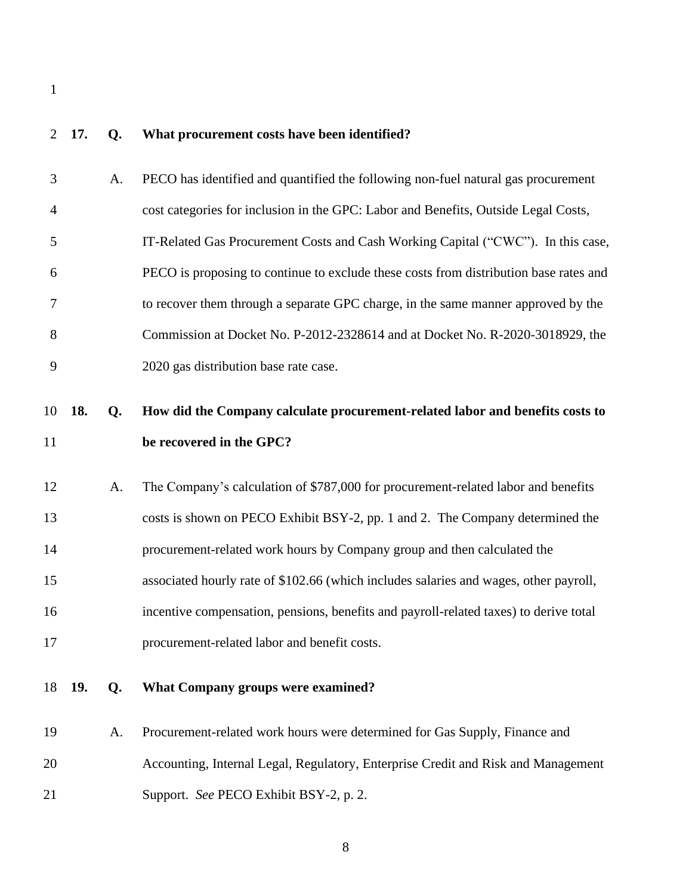**17. Q. What procurement costs have been identified?**

A. PECO has identified and quantified the following non-fuel natural gas procurement cost categories for inclusion in the GPC: Labor and Benefits, Outside Legal Costs, IT-Related Gas Procurement Costs and Cash Working Capital ("CWC"). In this case, PECO is proposing to continue to exclude these costs from distribution base rates and to recover them through a separate GPC charge, in the same manner approved by the Commission at Docket No. P-2012-2328614 and at Docket No. R-2020-3018929, the 2020 gas distribution base rate case.

**18. Q. How did the Company calculate procurement-related labor and benefits costs to be recovered in the GPC?**

A. The Company's calculation of $787,000 for procurement-related labor and benefits costs is shown on PECO Exhibit BSY-2, pp. 1 and 2. The Company determined the procurement-related work hours by Company group and then calculated the associated hourly rate of $102.66 (which includes salaries and wages, other payroll, incentive compensation, pensions, benefits and payroll-related taxes) to derive total procurement-related labor and benefit costs.

**19. Q. What Company groups were examined?**

A. Procurement-related work hours were determined for Gas Supply, Finance and Accounting, Internal Legal, Regulatory, Enterprise Credit and Risk and Management Support. *See* PECO Exhibit BSY-2, p. 2.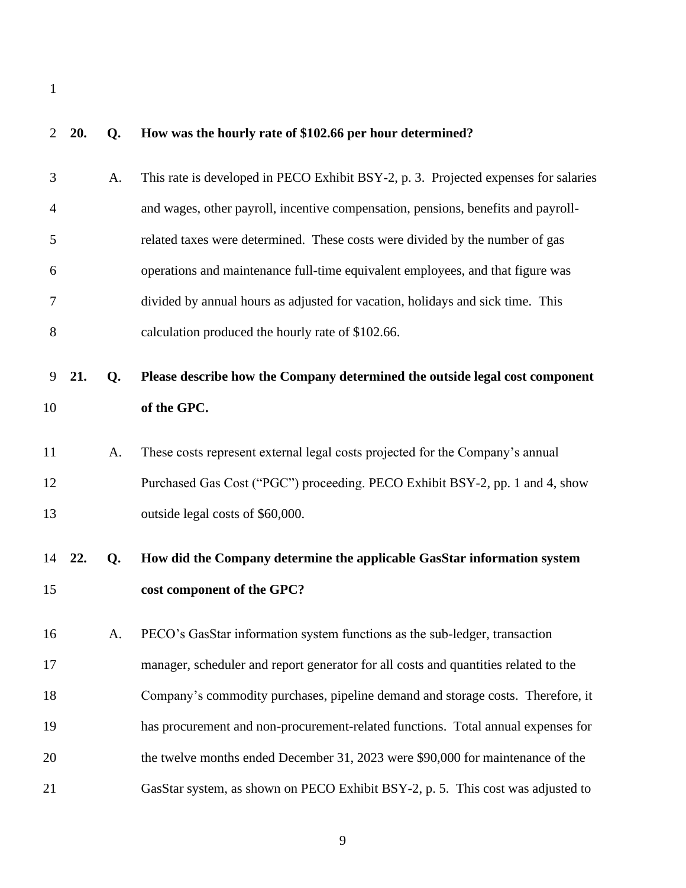**20. Q. How was the hourly rate of $102.66 per hour determined?**

A. This rate is developed in PECO Exhibit BSY-2, p. 3. Projected expenses for salaries and wages, other payroll, incentive compensation, pensions, benefits and payroll-related taxes were determined. These costs were divided by the number of gas operations and maintenance full-time equivalent employees, and that figure was divided by annual hours as adjusted for vacation, holidays and sick time. This calculation produced the hourly rate of $102.66.

**21. Q. Please describe how the Company determined the outside legal cost component of the GPC.**

A. These costs represent external legal costs projected for the Company's annual Purchased Gas Cost ("PGC") proceeding. PECO Exhibit BSY-2, pp. 1 and 4, show outside legal costs of $60,000.

**22. Q. How did the Company determine the applicable GasStar information system cost component of the GPC?**

A. PECO's GasStar information system functions as the sub-ledger, transaction manager, scheduler and report generator for all costs and quantities related to the Company's commodity purchases, pipeline demand and storage costs. Therefore, it has procurement and non-procurement-related functions. Total annual expenses for the twelve months ended December 31, 2023 were $90,000 for maintenance of the GasStar system, as shown on PECO Exhibit BSY-2, p. 5. This cost was adjusted to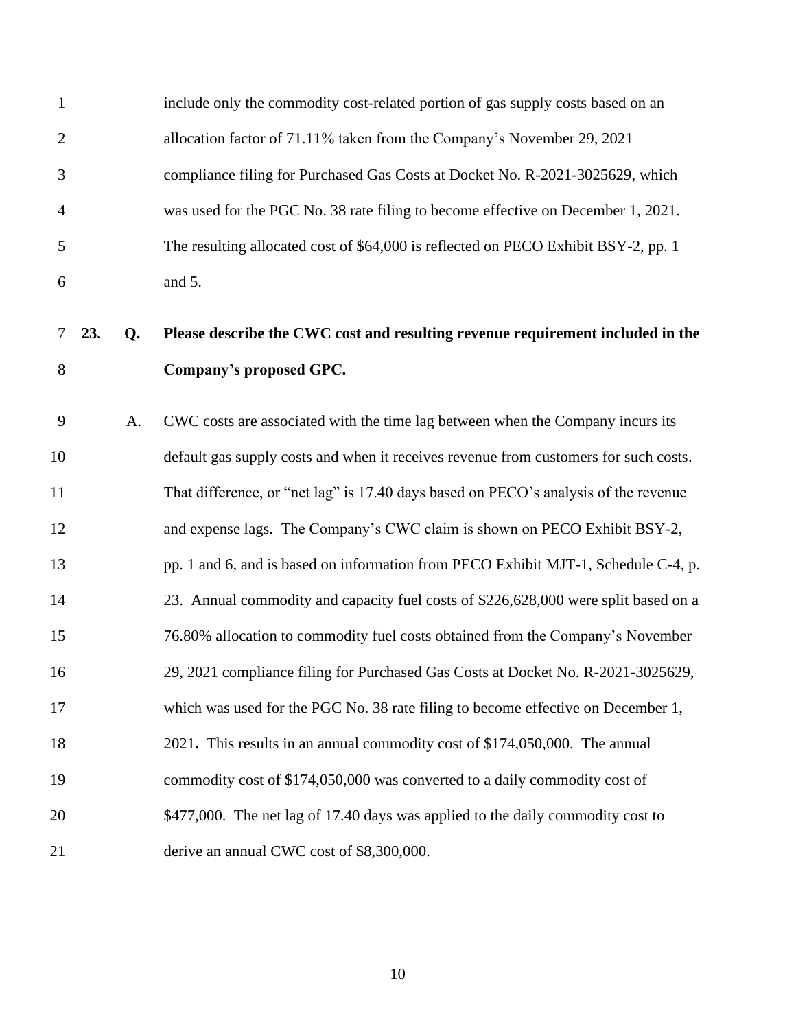include only the commodity cost-related portion of gas supply costs based on an allocation factor of 71.11% taken from the Company's November 29, 2021 compliance filing for Purchased Gas Costs at Docket No. R-2021-3025629, which was used for the PGC No. 38 rate filing to become effective on December 1, 2021. The resulting allocated cost of $64,000 is reflected on PECO Exhibit BSY-2, pp. 1 and 5.

**23. Q. Please describe the CWC cost and resulting revenue requirement included in the Company's proposed GPC.**

A. CWC costs are associated with the time lag between when the Company incurs its default gas supply costs and when it receives revenue from customers for such costs. That difference, or "net lag" is 17.40 days based on PECO's analysis of the revenue and expense lags. The Company's CWC claim is shown on PECO Exhibit BSY-2, pp. 1 and 6, and is based on information from PECO Exhibit MJT-1, Schedule C-4, p. 23. Annual commodity and capacity fuel costs of $226,628,000 were split based on a 76.80% allocation to commodity fuel costs obtained from the Company's November 29, 2021 compliance filing for Purchased Gas Costs at Docket No. R-2021-3025629, which was used for the PGC No. 38 rate filing to become effective on December 1, 2021**.** This results in an annual commodity cost of $174,050,000. The annual commodity cost of $174,050,000 was converted to a daily commodity cost of $477,000. The net lag of 17.40 days was applied to the daily commodity cost to derive an annual CWC cost of $8,300,000.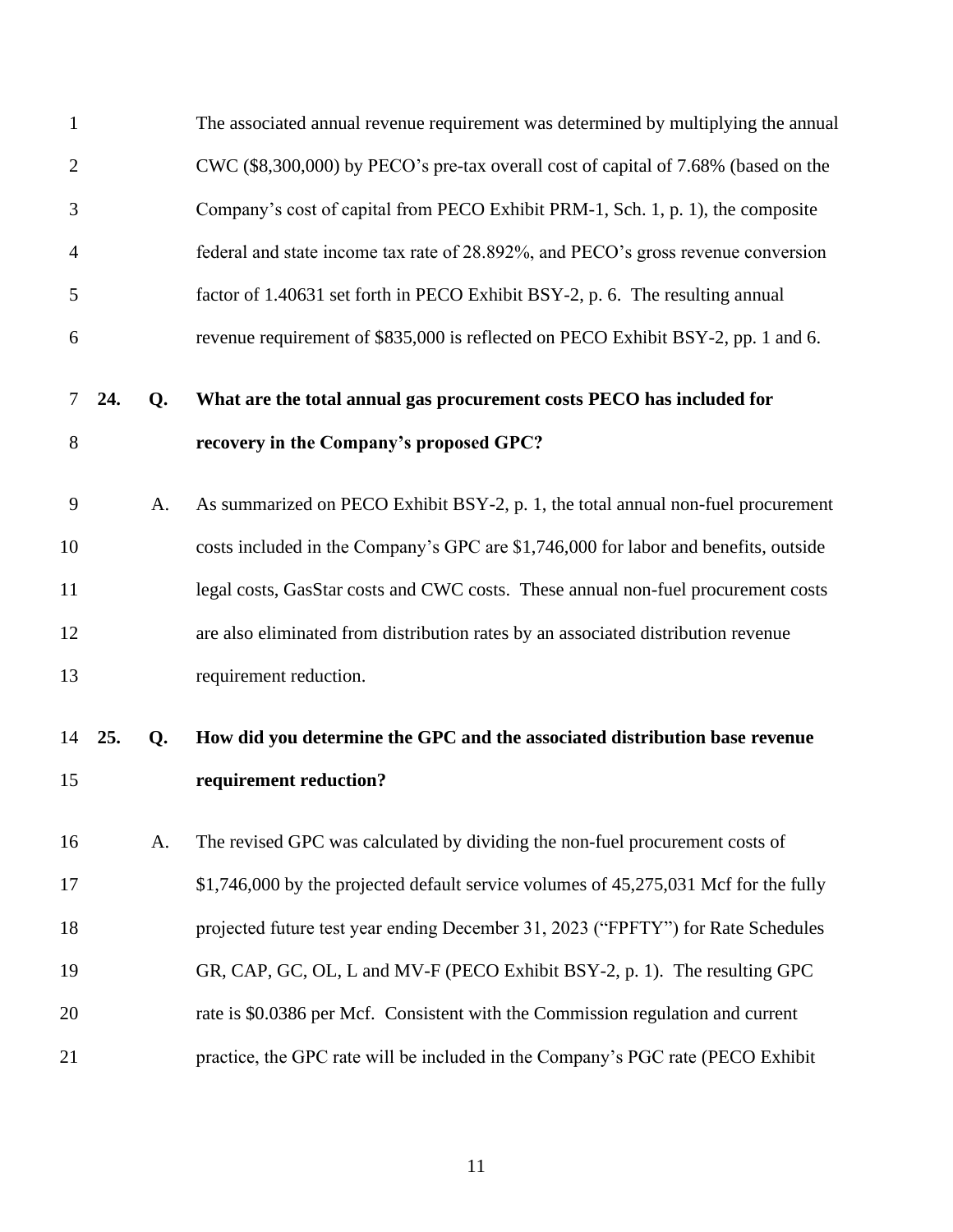The associated annual revenue requirement was determined by multiplying the annual CWC ($8,300,000) by PECO's pre-tax overall cost of capital of 7.68% (based on the Company's cost of capital from PECO Exhibit PRM-1, Sch. 1, p. 1), the composite federal and state income tax rate of 28.892%, and PECO's gross revenue conversion factor of 1.40631 set forth in PECO Exhibit BSY-2, p. 6. The resulting annual revenue requirement of $835,000 is reflected on PECO Exhibit BSY-2, pp. 1 and 6.

**24. Q. What are the total annual gas procurement costs PECO has included for recovery in the Company's proposed GPC?**

A. As summarized on PECO Exhibit BSY-2, p. 1, the total annual non-fuel procurement costs included in the Company's GPC are $1,746,000 for labor and benefits, outside legal costs, GasStar costs and CWC costs. These annual non-fuel procurement costs are also eliminated from distribution rates by an associated distribution revenue requirement reduction.

**25. Q. How did you determine the GPC and the associated distribution base revenue requirement reduction?**

A. The revised GPC was calculated by dividing the non-fuel procurement costs of $1,746,000 by the projected default service volumes of 45,275,031 Mcf for the fully projected future test year ending December 31, 2023 ("FPFTY") for Rate Schedules GR, CAP, GC, OL, L and MV-F (PECO Exhibit BSY-2, p. 1). The resulting GPC rate is $0.0386 per Mcf. Consistent with the Commission regulation and current practice, the GPC rate will be included in the Company's PGC rate (PECO Exhibit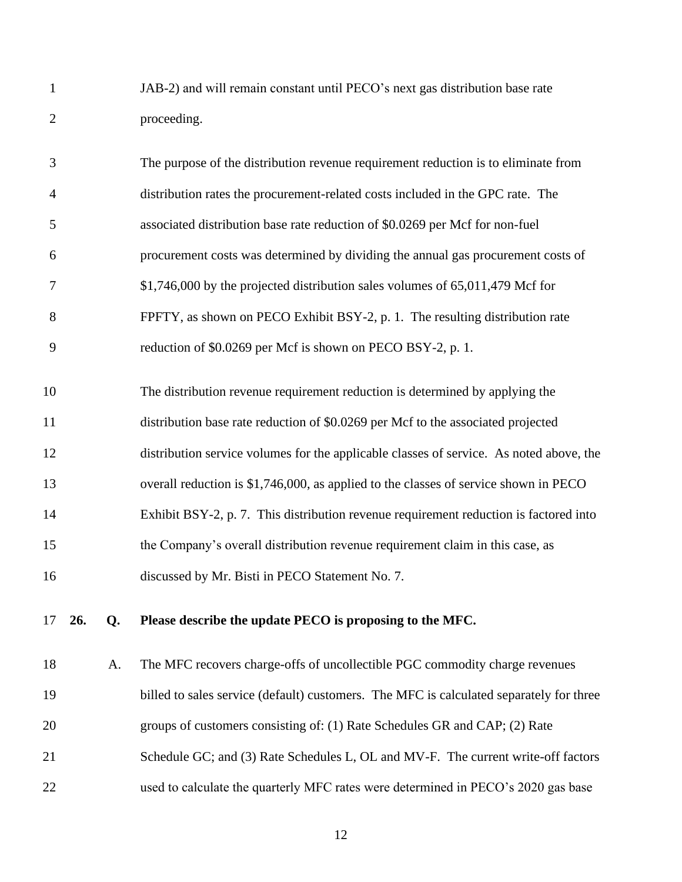JAB-2) and will remain constant until PECO's next gas distribution base rate proceeding.

The purpose of the distribution revenue requirement reduction is to eliminate from distribution rates the procurement-related costs included in the GPC rate. The associated distribution base rate reduction of $0.0269 per Mcf for non-fuel procurement costs was determined by dividing the annual gas procurement costs of $1,746,000 by the projected distribution sales volumes of 65,011,479 Mcf for FPFTY, as shown on PECO Exhibit BSY-2, p. 1. The resulting distribution rate reduction of $0.0269 per Mcf is shown on PECO BSY-2, p. 1.

The distribution revenue requirement reduction is determined by applying the distribution base rate reduction of $0.0269 per Mcf to the associated projected distribution service volumes for the applicable classes of service. As noted above, the overall reduction is $1,746,000, as applied to the classes of service shown in PECO Exhibit BSY-2, p. 7. This distribution revenue requirement reduction is factored into the Company's overall distribution revenue requirement claim in this case, as discussed by Mr. Bisti in PECO Statement No. 7.

**26. Q. Please describe the update PECO is proposing to the MFC.**

A. The MFC recovers charge-offs of uncollectible PGC commodity charge revenues billed to sales service (default) customers. The MFC is calculated separately for three groups of customers consisting of: (1) Rate Schedules GR and CAP; (2) Rate Schedule GC; and (3) Rate Schedules L, OL and MV-F. The current write-off factors used to calculate the quarterly MFC rates were determined in PECO's 2020 gas base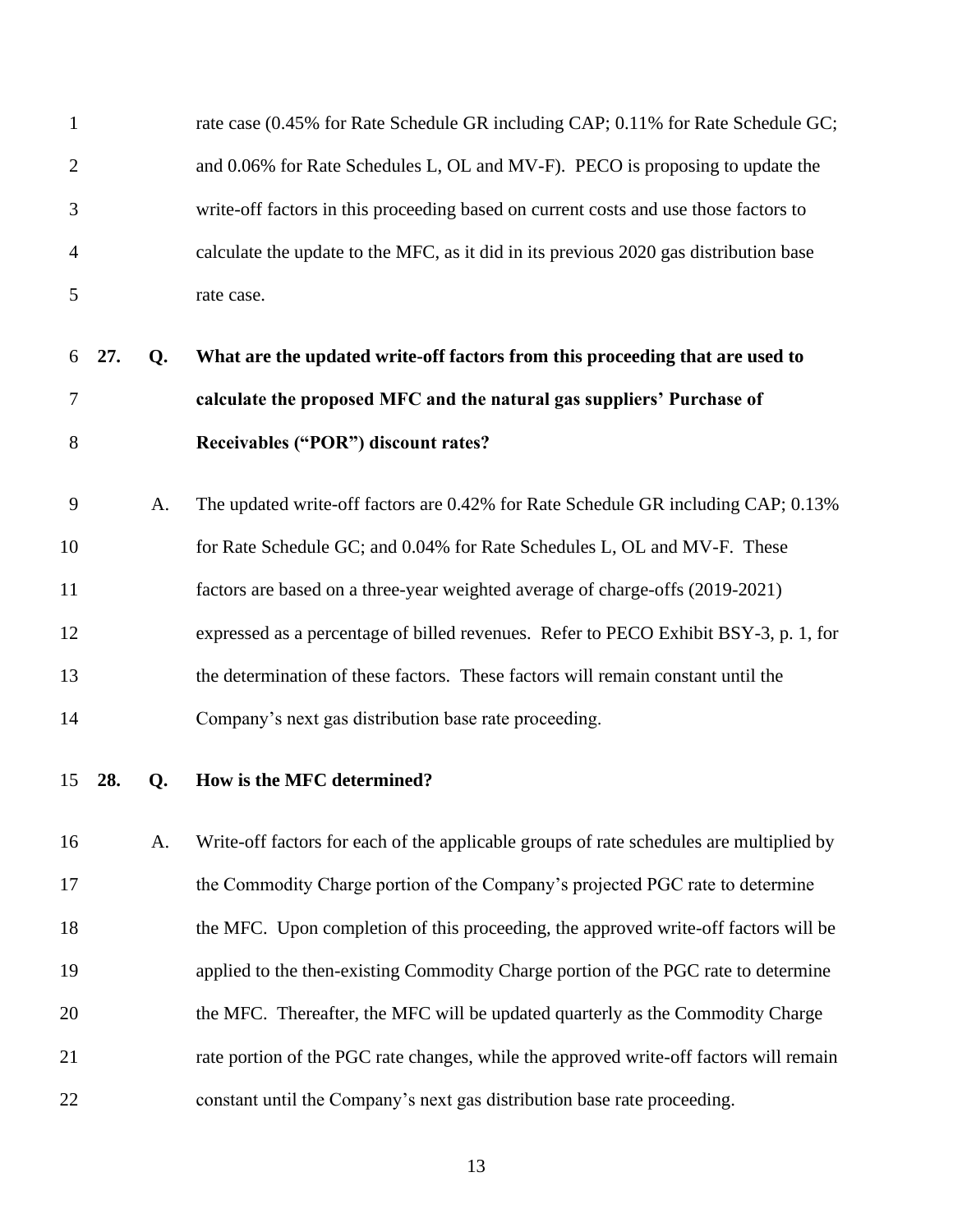rate case (0.45% for Rate Schedule GR including CAP; 0.11% for Rate Schedule GC; and 0.06% for Rate Schedules L, OL and MV-F). PECO is proposing to update the write-off factors in this proceeding based on current costs and use those factors to calculate the update to the MFC, as it did in its previous 2020 gas distribution base rate case.

**27. Q. What are the updated write-off factors from this proceeding that are used to calculate the proposed MFC and the natural gas suppliers' Purchase of Receivables ("POR") discount rates?**

A. The updated write-off factors are 0.42% for Rate Schedule GR including CAP; 0.13% for Rate Schedule GC; and 0.04% for Rate Schedules L, OL and MV-F. These factors are based on a three-year weighted average of charge-offs (2019-2021) expressed as a percentage of billed revenues. Refer to PECO Exhibit BSY-3, p. 1, for the determination of these factors. These factors will remain constant until the Company's next gas distribution base rate proceeding.

**28. Q. How is the MFC determined?**

A. Write-off factors for each of the applicable groups of rate schedules are multiplied by the Commodity Charge portion of the Company's projected PGC rate to determine the MFC. Upon completion of this proceeding, the approved write-off factors will be applied to the then-existing Commodity Charge portion of the PGC rate to determine the MFC. Thereafter, the MFC will be updated quarterly as the Commodity Charge rate portion of the PGC rate changes, while the approved write-off factors will remain constant until the Company's next gas distribution base rate proceeding.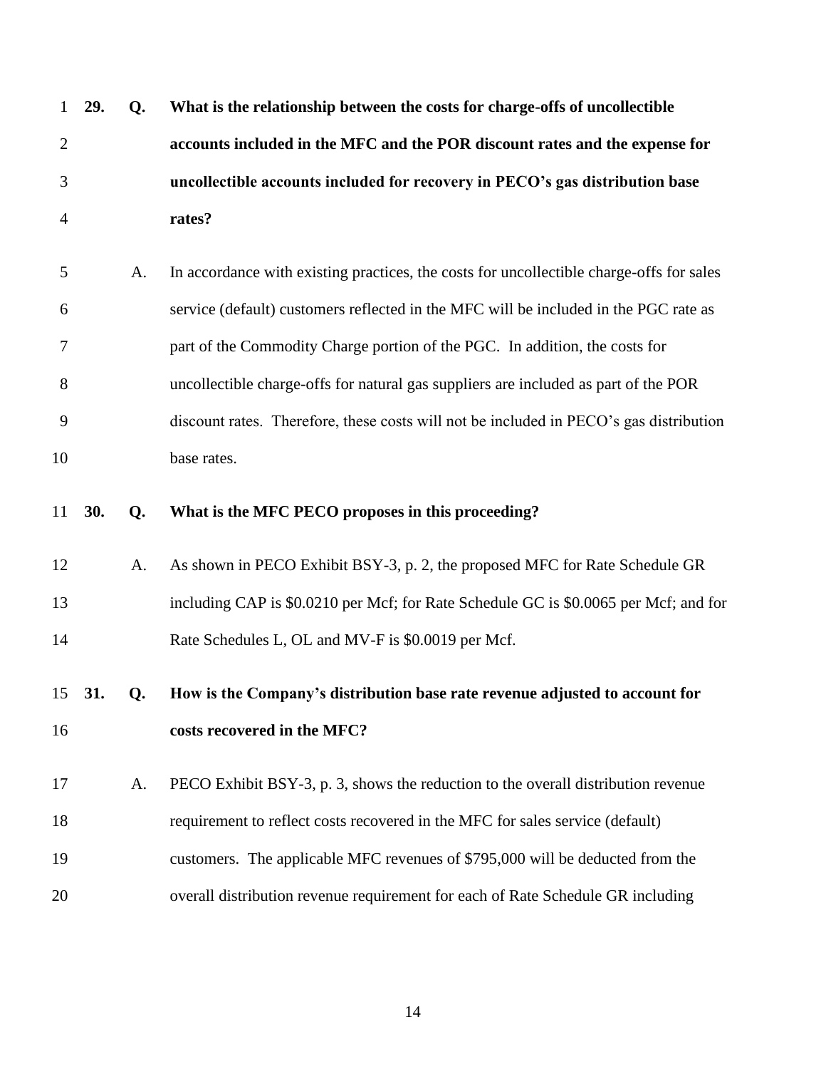**29. Q. What is the relationship between the costs for charge-offs of uncollectible accounts included in the MFC and the POR discount rates and the expense for uncollectible accounts included for recovery in PECO's gas distribution base rates?**

A. In accordance with existing practices, the costs for uncollectible charge-offs for sales service (default) customers reflected in the MFC will be included in the PGC rate as part of the Commodity Charge portion of the PGC. In addition, the costs for uncollectible charge-offs for natural gas suppliers are included as part of the POR discount rates. Therefore, these costs will not be included in PECO's gas distribution base rates.

**30. Q. What is the MFC PECO proposes in this proceeding?**

A. As shown in PECO Exhibit BSY-3, p. 2, the proposed MFC for Rate Schedule GR including CAP is $0.0210 per Mcf; for Rate Schedule GC is $0.0065 per Mcf; and for Rate Schedules L, OL and MV-F is $0.0019 per Mcf.

**31. Q. How is the Company's distribution base rate revenue adjusted to account for costs recovered in the MFC?**

A. PECO Exhibit BSY-3, p. 3, shows the reduction to the overall distribution revenue requirement to reflect costs recovered in the MFC for sales service (default) customers. The applicable MFC revenues of $795,000 will be deducted from the overall distribution revenue requirement for each of Rate Schedule GR including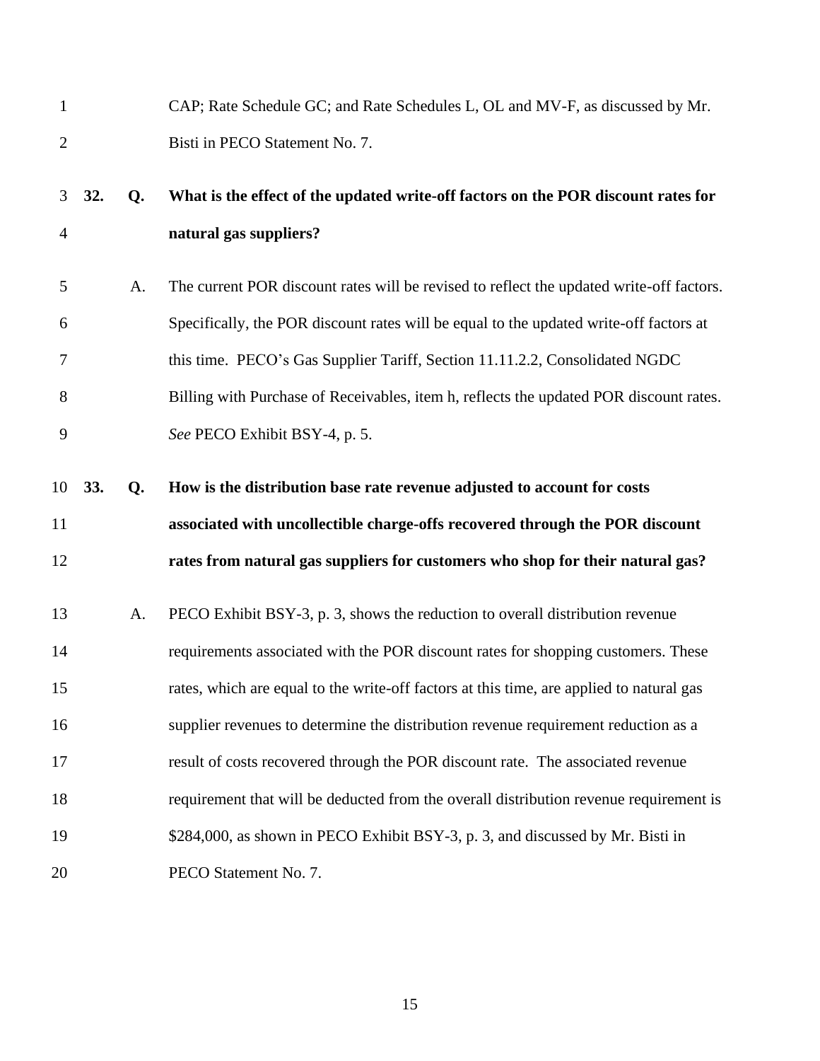CAP; Rate Schedule GC; and Rate Schedules L, OL and MV-F, as discussed by Mr. Bisti in PECO Statement No. 7.

**32. Q. What is the effect of the updated write-off factors on the POR discount rates for natural gas suppliers?**

A. The current POR discount rates will be revised to reflect the updated write-off factors. Specifically, the POR discount rates will be equal to the updated write-off factors at this time. PECO's Gas Supplier Tariff, Section 11.11.2.2, Consolidated NGDC Billing with Purchase of Receivables, item h, reflects the updated POR discount rates. *See* PECO Exhibit BSY-4, p. 5.

**33. Q. How is the distribution base rate revenue adjusted to account for costs associated with uncollectible charge-offs recovered through the POR discount rates from natural gas suppliers for customers who shop for their natural gas?**

A. PECO Exhibit BSY-3, p. 3, shows the reduction to overall distribution revenue requirements associated with the POR discount rates for shopping customers. These rates, which are equal to the write-off factors at this time, are applied to natural gas supplier revenues to determine the distribution revenue requirement reduction as a result of costs recovered through the POR discount rate. The associated revenue requirement that will be deducted from the overall distribution revenue requirement is $284,000, as shown in PECO Exhibit BSY-3, p. 3, and discussed by Mr. Bisti in PECO Statement No. 7.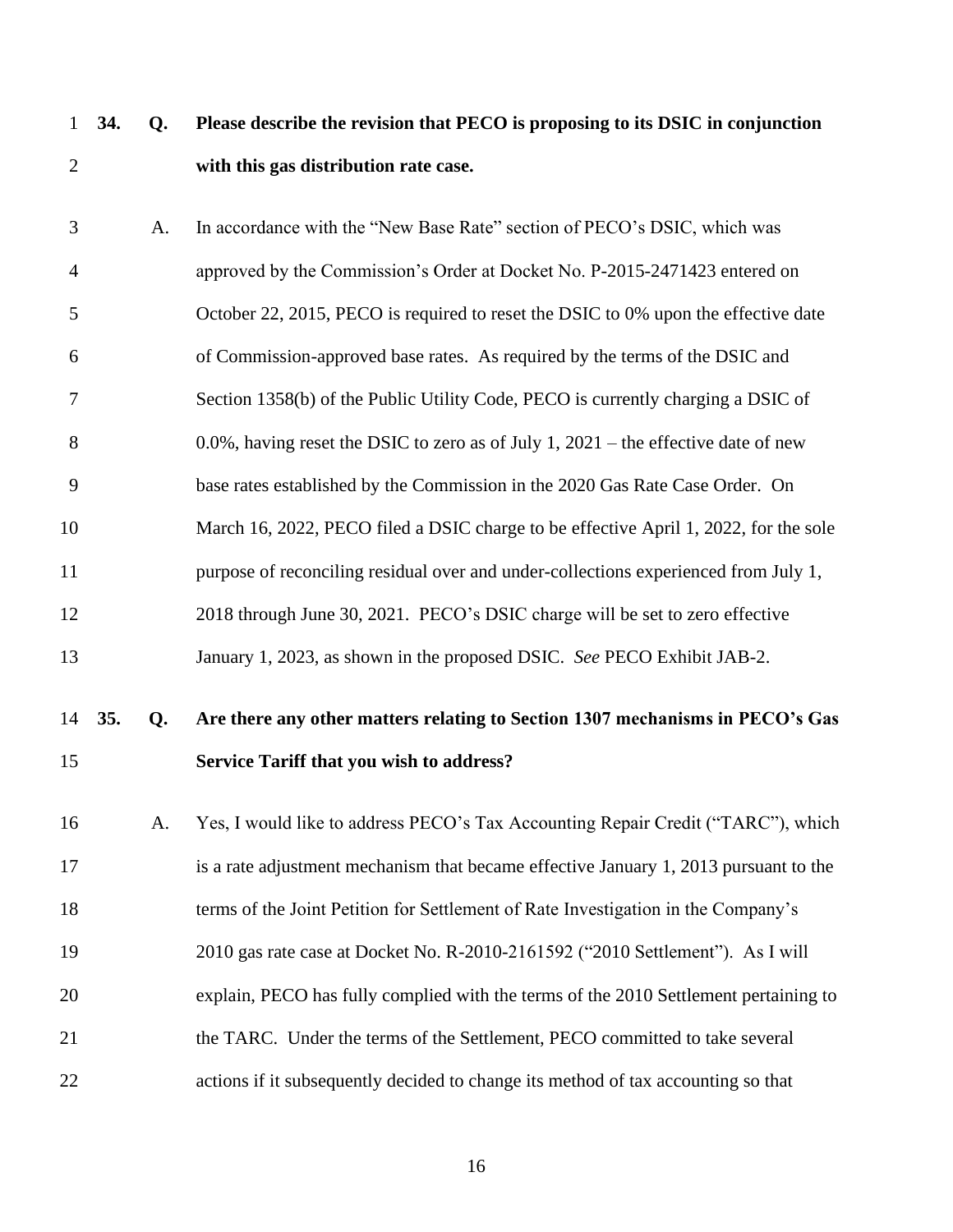**34. Q. Please describe the revision that PECO is proposing to its DSIC in conjunction with this gas distribution rate case.**

A. In accordance with the "New Base Rate" section of PECO's DSIC, which was approved by the Commission's Order at Docket No. P-2015-2471423 entered on October 22, 2015, PECO is required to reset the DSIC to 0% upon the effective date of Commission-approved base rates. As required by the terms of the DSIC and Section 1358(b) of the Public Utility Code, PECO is currently charging a DSIC of 0.0%, having reset the DSIC to zero as of July 1, 2021 – the effective date of new base rates established by the Commission in the 2020 Gas Rate Case Order. On March 16, 2022, PECO filed a DSIC charge to be effective April 1, 2022, for the sole purpose of reconciling residual over and under-collections experienced from July 1, 2018 through June 30, 2021. PECO's DSIC charge will be set to zero effective January 1, 2023, as shown in the proposed DSIC. *See* PECO Exhibit JAB-2.

**35. Q. Are there any other matters relating to Section 1307 mechanisms in PECO's Gas Service Tariff that you wish to address?**

A. Yes, I would like to address PECO's Tax Accounting Repair Credit ("TARC"), which is a rate adjustment mechanism that became effective January 1, 2013 pursuant to the terms of the Joint Petition for Settlement of Rate Investigation in the Company's 2010 gas rate case at Docket No. R-2010-2161592 ("2010 Settlement"). As I will explain, PECO has fully complied with the terms of the 2010 Settlement pertaining to the TARC. Under the terms of the Settlement, PECO committed to take several actions if it subsequently decided to change its method of tax accounting so that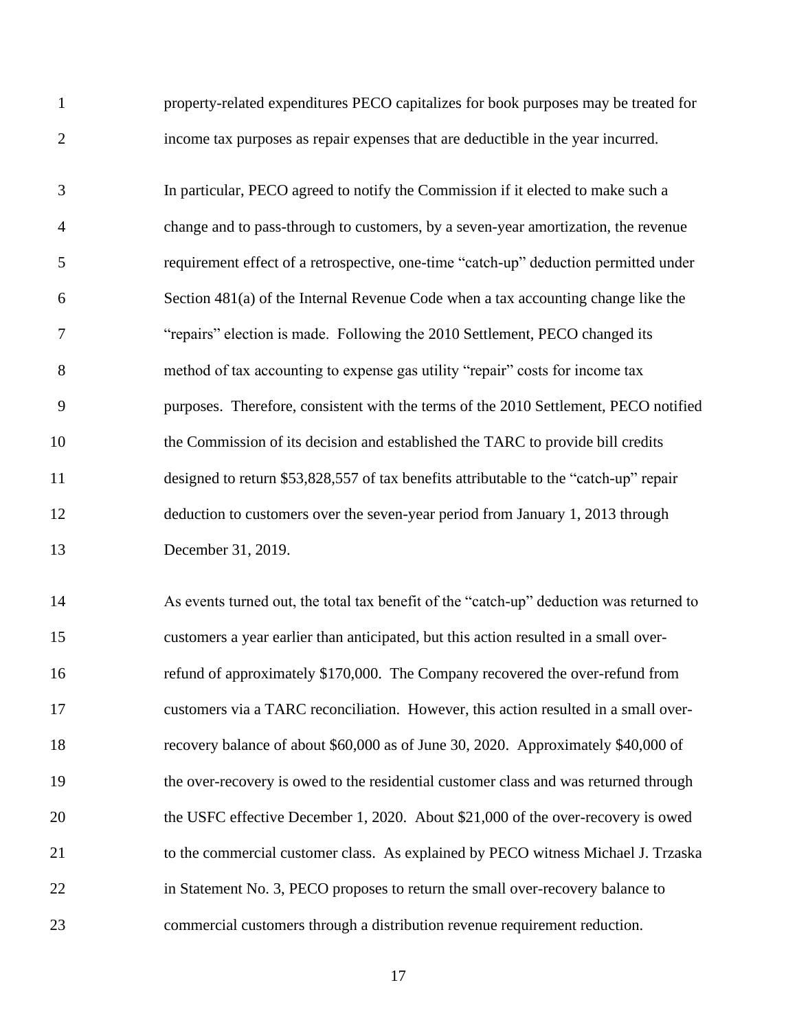property-related expenditures PECO capitalizes for book purposes may be treated for income tax purposes as repair expenses that are deductible in the year incurred.

In particular, PECO agreed to notify the Commission if it elected to make such a change and to pass-through to customers, by a seven-year amortization, the revenue requirement effect of a retrospective, one-time "catch-up" deduction permitted under Section 481(a) of the Internal Revenue Code when a tax accounting change like the "repairs" election is made. Following the 2010 Settlement, PECO changed its method of tax accounting to expense gas utility "repair" costs for income tax purposes. Therefore, consistent with the terms of the 2010 Settlement, PECO notified the Commission of its decision and established the TARC to provide bill credits designed to return $53,828,557 of tax benefits attributable to the "catch-up" repair deduction to customers over the seven-year period from January 1, 2013 through December 31, 2019.

As events turned out, the total tax benefit of the "catch-up" deduction was returned to customers a year earlier than anticipated, but this action resulted in a small over-refund of approximately $170,000. The Company recovered the over-refund from customers via a TARC reconciliation. However, this action resulted in a small over-recovery balance of about $60,000 as of June 30, 2020. Approximately $40,000 of the over-recovery is owed to the residential customer class and was returned through the USFC effective December 1, 2020. About $21,000 of the over-recovery is owed to the commercial customer class. As explained by PECO witness Michael J. Trzaska in Statement No. 3, PECO proposes to return the small over-recovery balance to commercial customers through a distribution revenue requirement reduction.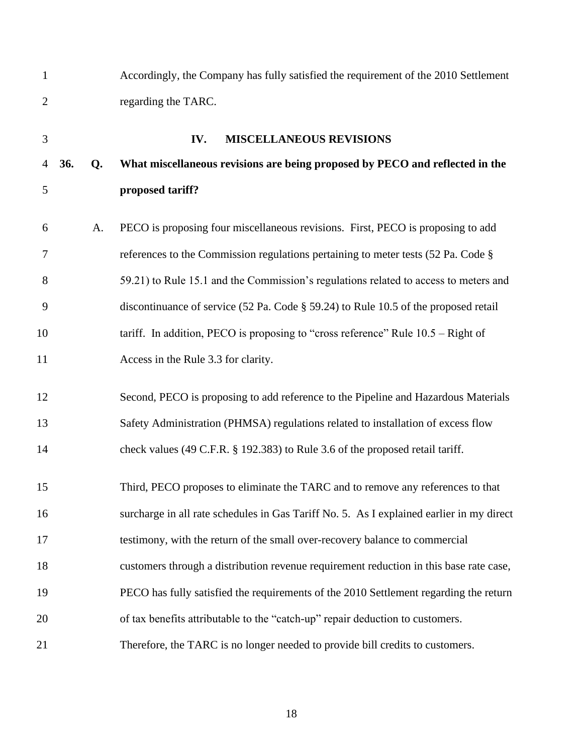Accordingly, the Company has fully satisfied the requirement of the 2010 Settlement regarding the TARC.

## IV. MISCELLANEOUS REVISIONS

**36. Q. What miscellaneous revisions are being proposed by PECO and reflected in the proposed tariff?**

A. PECO is proposing four miscellaneous revisions. First, PECO is proposing to add references to the Commission regulations pertaining to meter tests (52 Pa. Code § 59.21) to Rule 15.1 and the Commission's regulations related to access to meters and discontinuance of service (52 Pa. Code § 59.24) to Rule 10.5 of the proposed retail tariff. In addition, PECO is proposing to "cross reference" Rule 10.5 – Right of Access in the Rule 3.3 for clarity.

Second, PECO is proposing to add reference to the Pipeline and Hazardous Materials Safety Administration (PHMSA) regulations related to installation of excess flow check values (49 C.F.R. § 192.383) to Rule 3.6 of the proposed retail tariff.

Third, PECO proposes to eliminate the TARC and to remove any references to that surcharge in all rate schedules in Gas Tariff No. 5. As I explained earlier in my direct testimony, with the return of the small over-recovery balance to commercial customers through a distribution revenue requirement reduction in this base rate case, PECO has fully satisfied the requirements of the 2010 Settlement regarding the return of tax benefits attributable to the "catch-up" repair deduction to customers. Therefore, the TARC is no longer needed to provide bill credits to customers.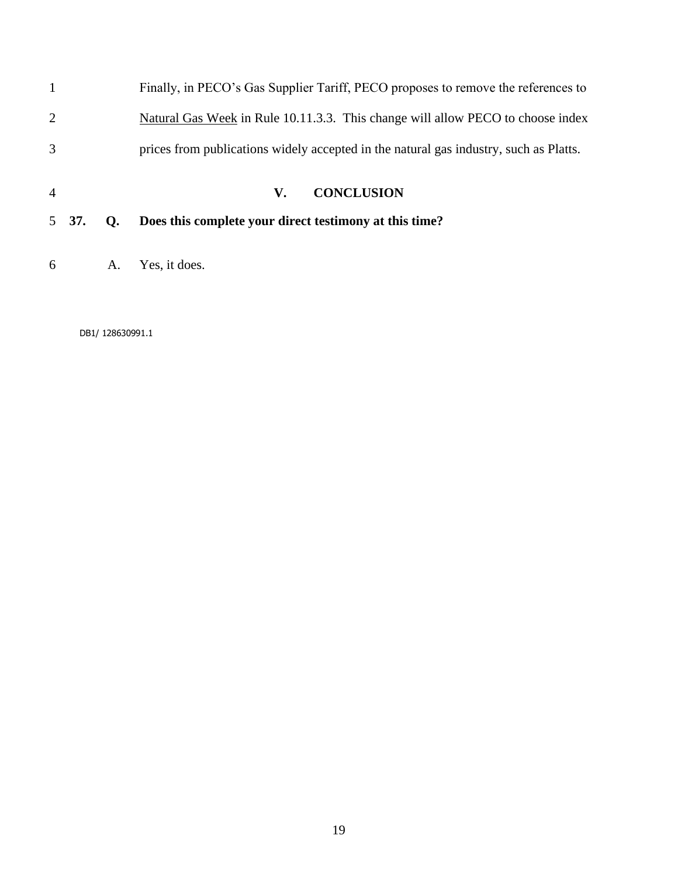Finally, in PECO's Gas Supplier Tariff, PECO proposes to remove the references to Natural Gas Week in Rule 10.11.3.3. This change will allow PECO to choose index prices from publications widely accepted in the natural gas industry, such as Platts.

## V. CONCLUSION

**37. Q. Does this complete your direct testimony at this time?**

A. Yes, it does.

DB1/ 128630991.1